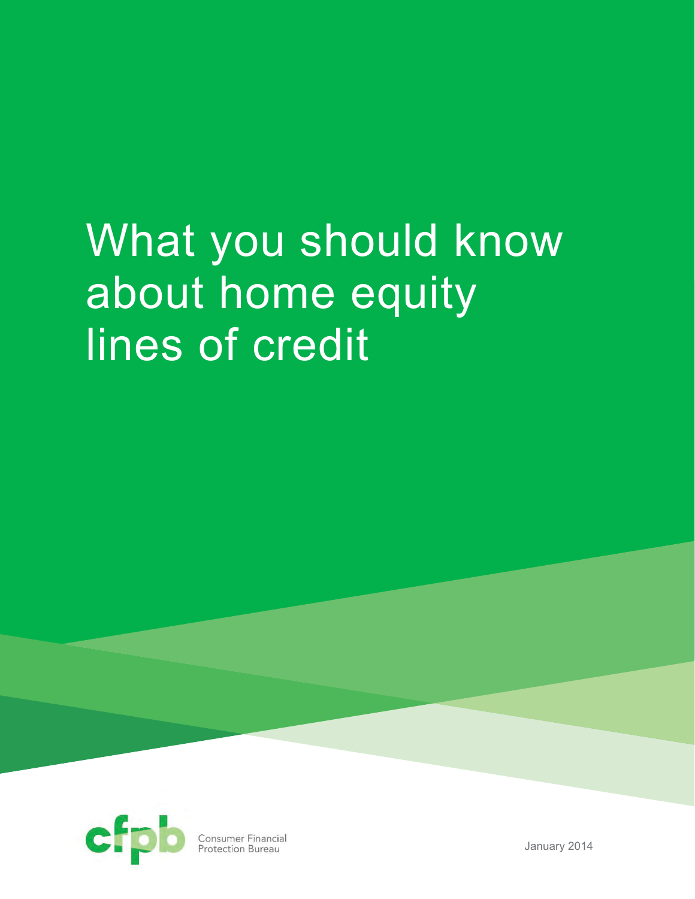# What you should know about home equity lines of credit

Consumer Financial Protection Bureau

January 2014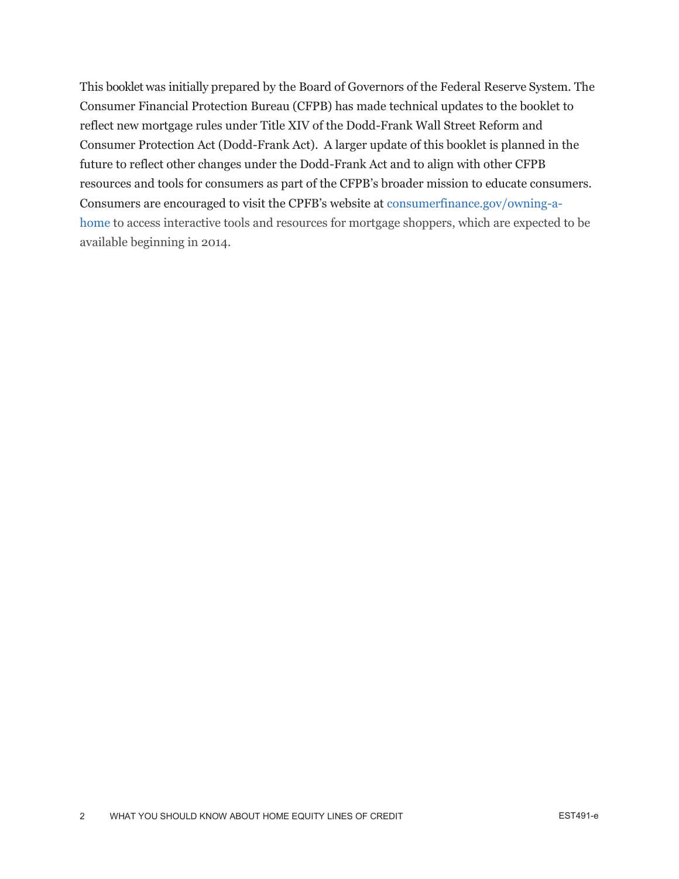This booklet was initially prepared by the Board of Governors of the Federal Reserve System. The Consumer Financial Protection Bureau (CFPB) has made technical updates to the booklet to reflect new mortgage rules under Title XIV of the Dodd-Frank Wall Street Reform and Consumer Protection Act (Dodd-Frank Act). A larger update of this booklet is planned in the future to reflect other changes under the Dodd-Frank Act and to align with other CFPB resources and tools for consumers as part of the CFPB's broader mission to educate consumers. Consumers are encouraged to visit the CPFB's website at consumerfinance.gov/owning-a-home to access interactive tools and resources for mortgage shoppers, which are expected to be available beginning in 2014.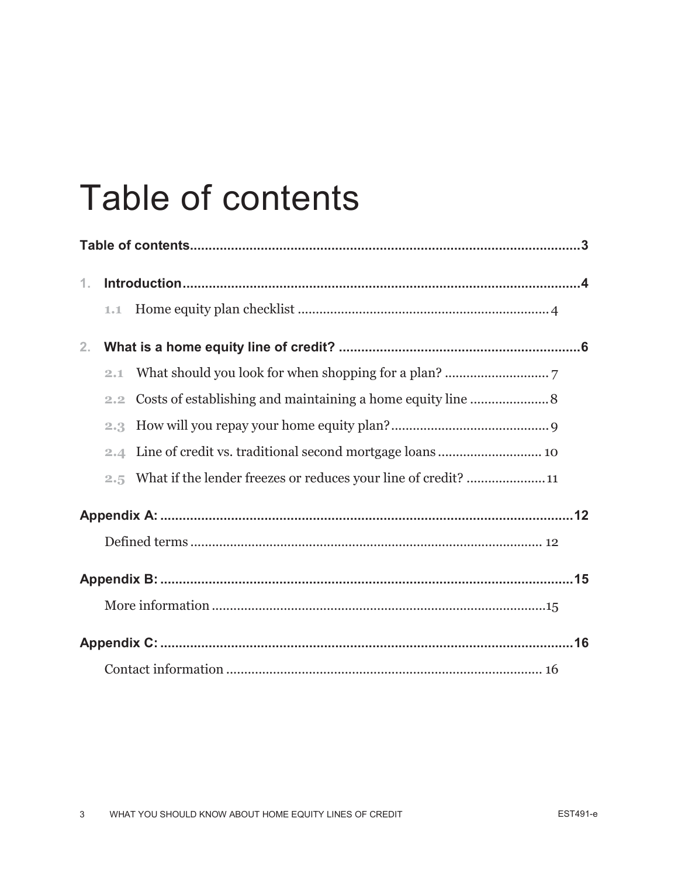# Table of contents

**Table of contents** ........................................................................................................ **3**

**1. Introduction** ........................................................................................................ **4**

- 1.1 Home equity plan checklist ........................................................................ 4

**2. What is a home equity line of credit?** ................................................................. **6**

- 2.1 What should you look for when shopping for a plan? ................................ 7
- 2.2 Costs of establishing and maintaining a home equity line ......................... 8
- 2.3 How will you repay your home equity plan? ............................................... 9
- 2.4 Line of credit vs. traditional second mortgage loans ................................. 10
- 2.5 What if the lender freezes or reduces your line of credit? ......................... 11

**Appendix A:** ........................................................................................................ **12**

- Defined terms ............................................................................................... 12

**Appendix B:** ........................................................................................................ **15**

- More information .......................................................................................... 15

**Appendix C:** ........................................................................................................ **16**

- Contact information ...................................................................................... 16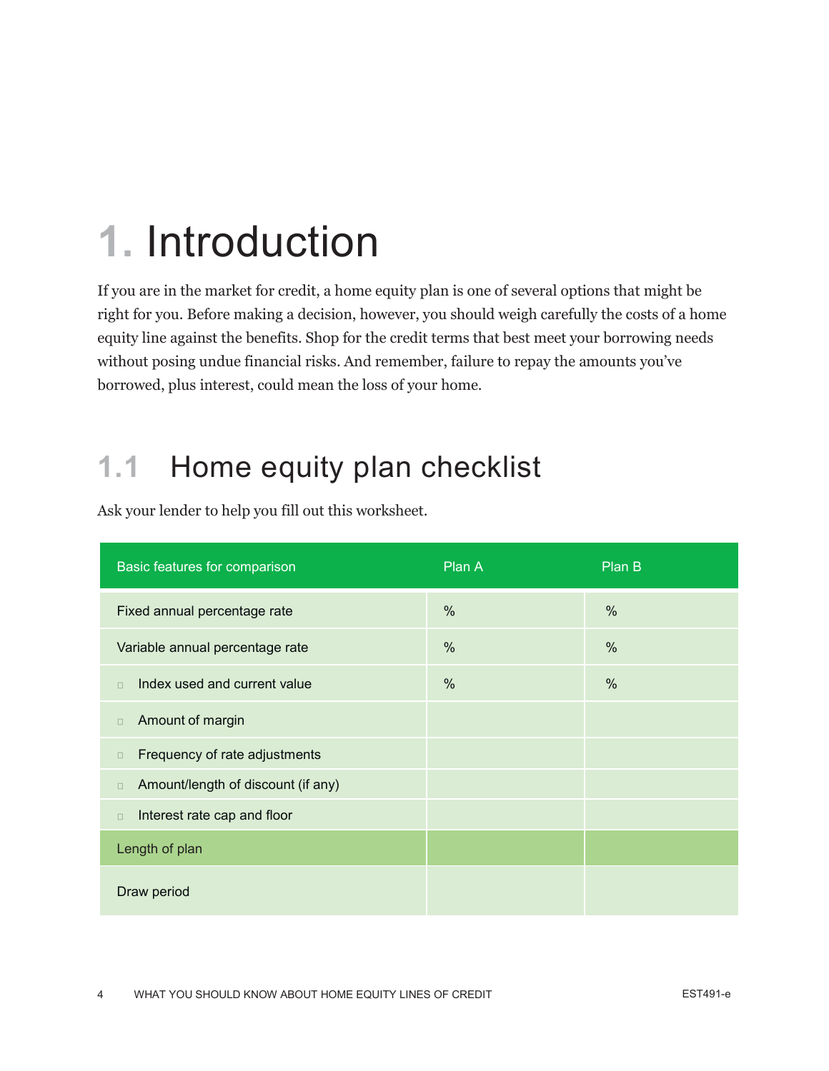# 1. Introduction

If you are in the market for credit, a home equity plan is one of several options that might be right for you. Before making a decision, however, you should weigh carefully the costs of a home equity line against the benefits. Shop for the credit terms that best meet your borrowing needs without posing undue financial risks. And remember, failure to repay the amounts you've borrowed, plus interest, could mean the loss of your home.

## 1.1 Home equity plan checklist

Ask your lender to help you fill out this worksheet.

| Basic features for comparison | Plan A | Plan B |
|---|---|---|
| Fixed annual percentage rate | % | % |
| Variable annual percentage rate | % | % |
| ☐ Index used and current value | % | % |
| ☐ Amount of margin | | |
| ☐ Frequency of rate adjustments | | |
| ☐ Amount/length of discount (if any) | | |
| ☐ Interest rate cap and floor | | |
| Length of plan | | |
| Draw period | | |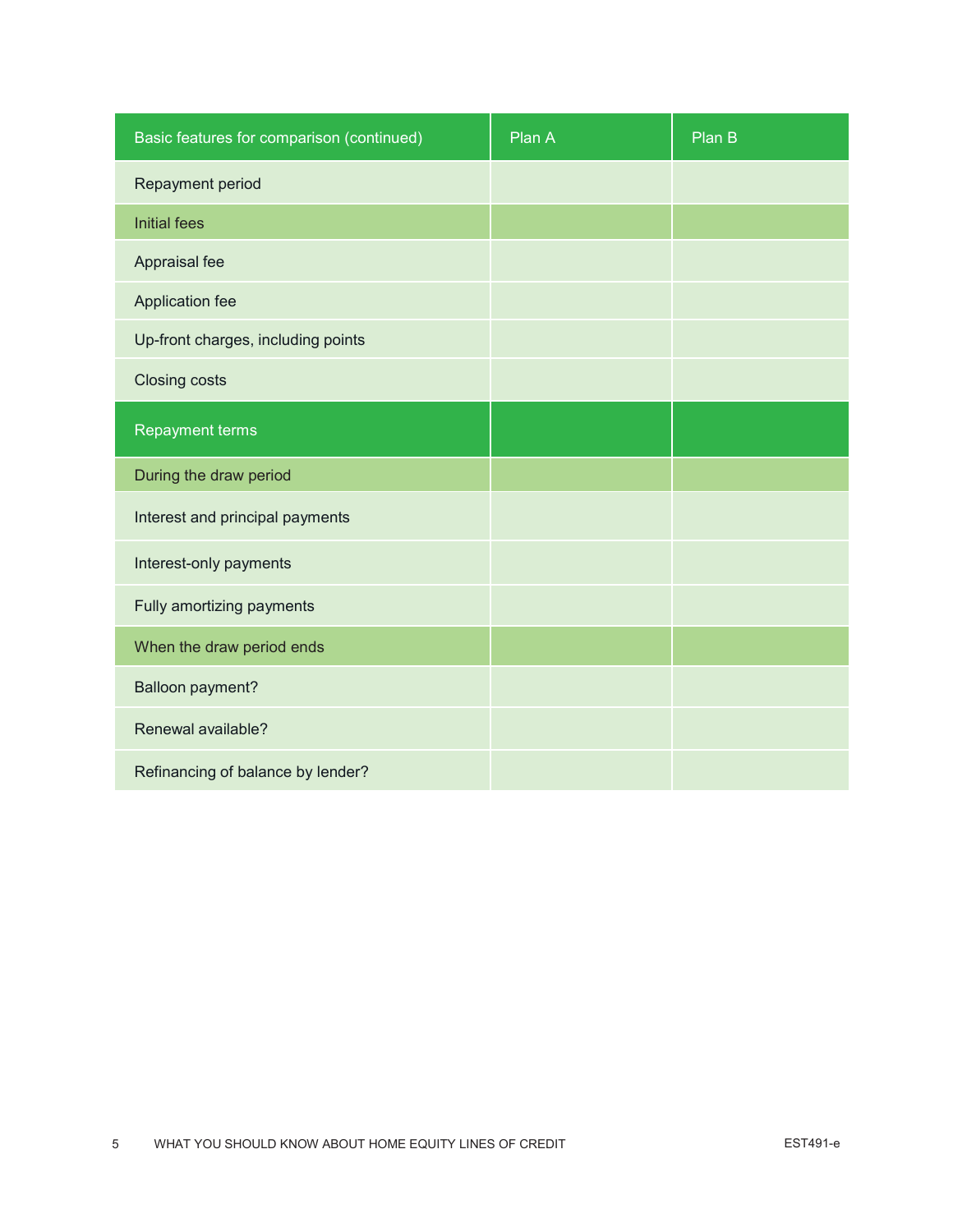| Basic features for comparison (continued) | Plan A | Plan B |
|---|---|---|
| Repayment period | | |
| Initial fees | | |
| Appraisal fee | | |
| Application fee | | |
| Up-front charges, including points | | |
| Closing costs | | |
| Repayment terms | | |
| During the draw period | | |
| Interest and principal payments | | |
| Interest-only payments | | |
| Fully amortizing payments | | |
| When the draw period ends | | |
| Balloon payment? | | |
| Renewal available? | | |
| Refinancing of balance by lender? | | |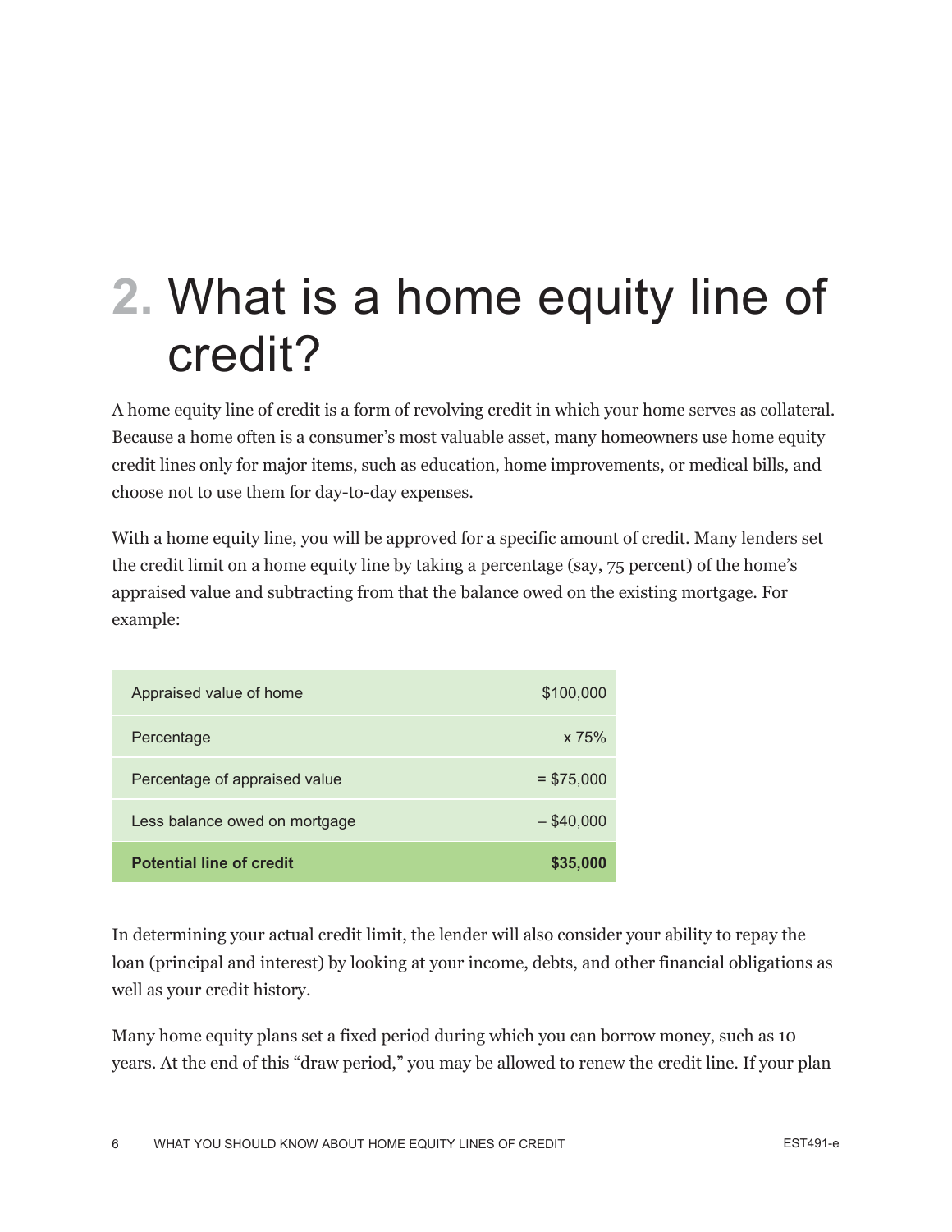# 2. What is a home equity line of credit?

A home equity line of credit is a form of revolving credit in which your home serves as collateral. Because a home often is a consumer's most valuable asset, many homeowners use home equity credit lines only for major items, such as education, home improvements, or medical bills, and choose not to use them for day-to-day expenses.

With a home equity line, you will be approved for a specific amount of credit. Many lenders set the credit limit on a home equity line by taking a percentage (say, 75 percent) of the home's appraised value and subtracting from that the balance owed on the existing mortgage. For example:

| | |
|---|---:|
| Appraised value of home | $100,000 |
| Percentage | x 75% |
| Percentage of appraised value | = $75,000 |
| Less balance owed on mortgage | – $40,000 |
| **Potential line of credit** | **$35,000** |

In determining your actual credit limit, the lender will also consider your ability to repay the loan (principal and interest) by looking at your income, debts, and other financial obligations as well as your credit history.

Many home equity plans set a fixed period during which you can borrow money, such as 10 years. At the end of this "draw period," you may be allowed to renew the credit line. If your plan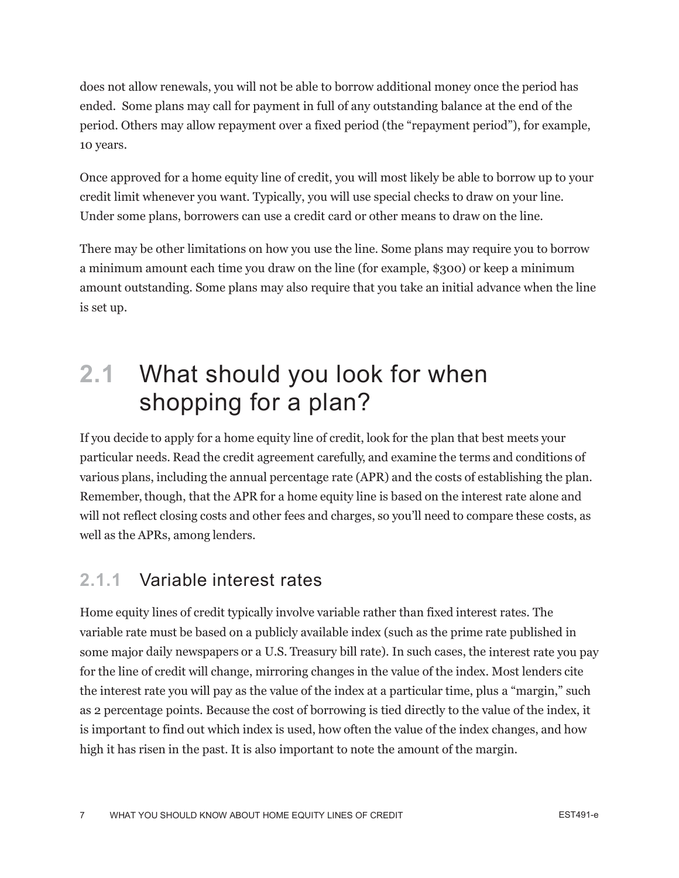does not allow renewals, you will not be able to borrow additional money once the period has ended. Some plans may call for payment in full of any outstanding balance at the end of the period. Others may allow repayment over a fixed period (the "repayment period"), for example, 10 years.

Once approved for a home equity line of credit, you will most likely be able to borrow up to your credit limit whenever you want. Typically, you will use special checks to draw on your line. Under some plans, borrowers can use a credit card or other means to draw on the line.

There may be other limitations on how you use the line. Some plans may require you to borrow a minimum amount each time you draw on the line (for example, $300) or keep a minimum amount outstanding. Some plans may also require that you take an initial advance when the line is set up.

## 2.1 What should you look for when shopping for a plan?

If you decide to apply for a home equity line of credit, look for the plan that best meets your particular needs. Read the credit agreement carefully, and examine the terms and conditions of various plans, including the annual percentage rate (APR) and the costs of establishing the plan. Remember, though, that the APR for a home equity line is based on the interest rate alone and will not reflect closing costs and other fees and charges, so you'll need to compare these costs, as well as the APRs, among lenders.

### 2.1.1 Variable interest rates

Home equity lines of credit typically involve variable rather than fixed interest rates. The variable rate must be based on a publicly available index (such as the prime rate published in some major daily newspapers or a U.S. Treasury bill rate). In such cases, the interest rate you pay for the line of credit will change, mirroring changes in the value of the index. Most lenders cite the interest rate you will pay as the value of the index at a particular time, plus a "margin," such as 2 percentage points. Because the cost of borrowing is tied directly to the value of the index, it is important to find out which index is used, how often the value of the index changes, and how high it has risen in the past. It is also important to note the amount of the margin.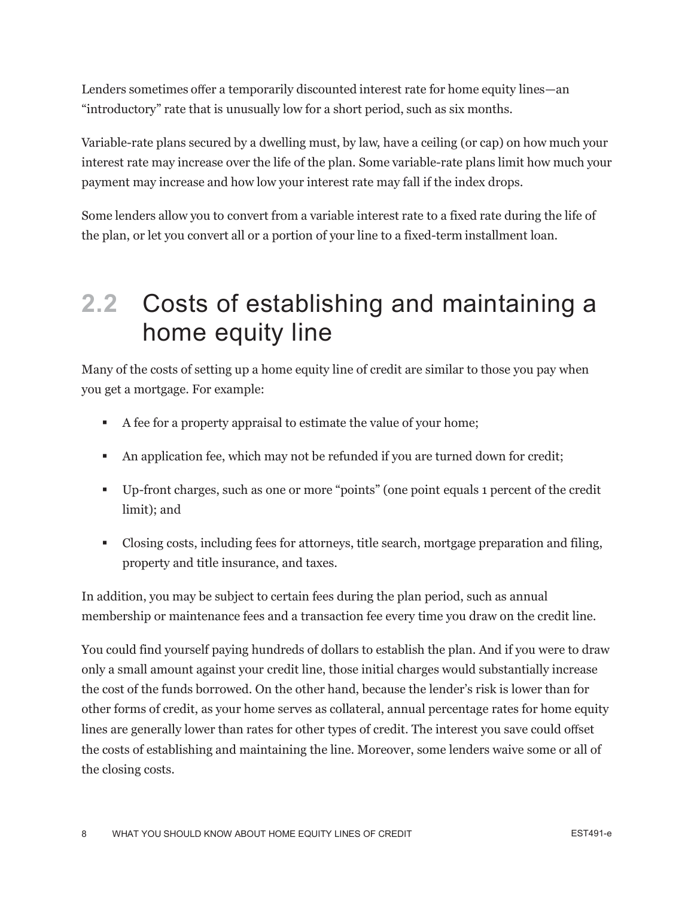Lenders sometimes offer a temporarily discounted interest rate for home equity lines—an "introductory" rate that is unusually low for a short period, such as six months.

Variable-rate plans secured by a dwelling must, by law, have a ceiling (or cap) on how much your interest rate may increase over the life of the plan. Some variable-rate plans limit how much your payment may increase and how low your interest rate may fall if the index drops.

Some lenders allow you to convert from a variable interest rate to a fixed rate during the life of the plan, or let you convert all or a portion of your line to a fixed-term installment loan.

## 2.2 Costs of establishing and maintaining a home equity line

Many of the costs of setting up a home equity line of credit are similar to those you pay when you get a mortgage. For example:

- A fee for a property appraisal to estimate the value of your home;
- An application fee, which may not be refunded if you are turned down for credit;
- Up-front charges, such as one or more "points" (one point equals 1 percent of the credit limit); and
- Closing costs, including fees for attorneys, title search, mortgage preparation and filing, property and title insurance, and taxes.

In addition, you may be subject to certain fees during the plan period, such as annual membership or maintenance fees and a transaction fee every time you draw on the credit line.

You could find yourself paying hundreds of dollars to establish the plan. And if you were to draw only a small amount against your credit line, those initial charges would substantially increase the cost of the funds borrowed. On the other hand, because the lender's risk is lower than for other forms of credit, as your home serves as collateral, annual percentage rates for home equity lines are generally lower than rates for other types of credit. The interest you save could offset the costs of establishing and maintaining the line. Moreover, some lenders waive some or all of the closing costs.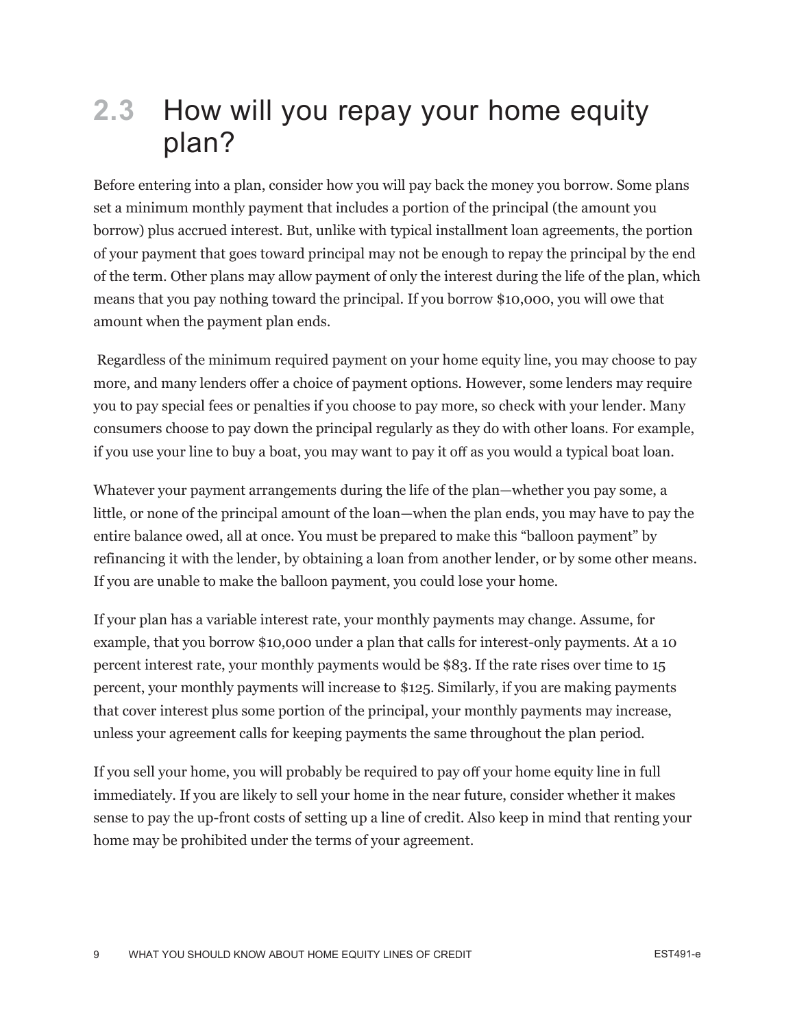## 2.3 How will you repay your home equity plan?

Before entering into a plan, consider how you will pay back the money you borrow. Some plans set a minimum monthly payment that includes a portion of the principal (the amount you borrow) plus accrued interest. But, unlike with typical installment loan agreements, the portion of your payment that goes toward principal may not be enough to repay the principal by the end of the term. Other plans may allow payment of only the interest during the life of the plan, which means that you pay nothing toward the principal. If you borrow $10,000, you will owe that amount when the payment plan ends.

Regardless of the minimum required payment on your home equity line, you may choose to pay more, and many lenders offer a choice of payment options. However, some lenders may require you to pay special fees or penalties if you choose to pay more, so check with your lender. Many consumers choose to pay down the principal regularly as they do with other loans. For example, if you use your line to buy a boat, you may want to pay it off as you would a typical boat loan.

Whatever your payment arrangements during the life of the plan—whether you pay some, a little, or none of the principal amount of the loan—when the plan ends, you may have to pay the entire balance owed, all at once. You must be prepared to make this "balloon payment" by refinancing it with the lender, by obtaining a loan from another lender, or by some other means. If you are unable to make the balloon payment, you could lose your home.

If your plan has a variable interest rate, your monthly payments may change. Assume, for example, that you borrow $10,000 under a plan that calls for interest-only payments. At a 10 percent interest rate, your monthly payments would be $83. If the rate rises over time to 15 percent, your monthly payments will increase to $125. Similarly, if you are making payments that cover interest plus some portion of the principal, your monthly payments may increase, unless your agreement calls for keeping payments the same throughout the plan period.

If you sell your home, you will probably be required to pay off your home equity line in full immediately. If you are likely to sell your home in the near future, consider whether it makes sense to pay the up-front costs of setting up a line of credit. Also keep in mind that renting your home may be prohibited under the terms of your agreement.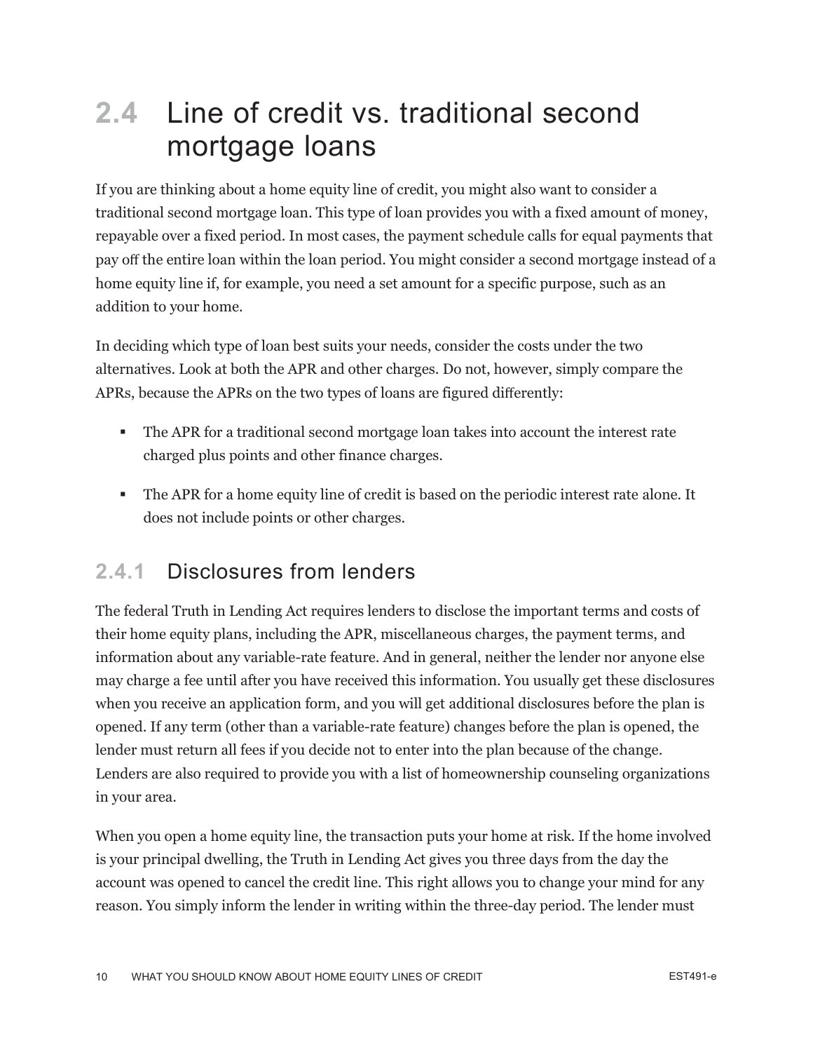## 2.4 Line of credit vs. traditional second mortgage loans

If you are thinking about a home equity line of credit, you might also want to consider a traditional second mortgage loan. This type of loan provides you with a fixed amount of money, repayable over a fixed period. In most cases, the payment schedule calls for equal payments that pay off the entire loan within the loan period. You might consider a second mortgage instead of a home equity line if, for example, you need a set amount for a specific purpose, such as an addition to your home.

In deciding which type of loan best suits your needs, consider the costs under the two alternatives. Look at both the APR and other charges. Do not, however, simply compare the APRs, because the APRs on the two types of loans are figured differently:

- The APR for a traditional second mortgage loan takes into account the interest rate charged plus points and other finance charges.
- The APR for a home equity line of credit is based on the periodic interest rate alone. It does not include points or other charges.

### 2.4.1 Disclosures from lenders

The federal Truth in Lending Act requires lenders to disclose the important terms and costs of their home equity plans, including the APR, miscellaneous charges, the payment terms, and information about any variable-rate feature. And in general, neither the lender nor anyone else may charge a fee until after you have received this information. You usually get these disclosures when you receive an application form, and you will get additional disclosures before the plan is opened. If any term (other than a variable-rate feature) changes before the plan is opened, the lender must return all fees if you decide not to enter into the plan because of the change. Lenders are also required to provide you with a list of homeownership counseling organizations in your area.

When you open a home equity line, the transaction puts your home at risk. If the home involved is your principal dwelling, the Truth in Lending Act gives you three days from the day the account was opened to cancel the credit line. This right allows you to change your mind for any reason. You simply inform the lender in writing within the three-day period. The lender must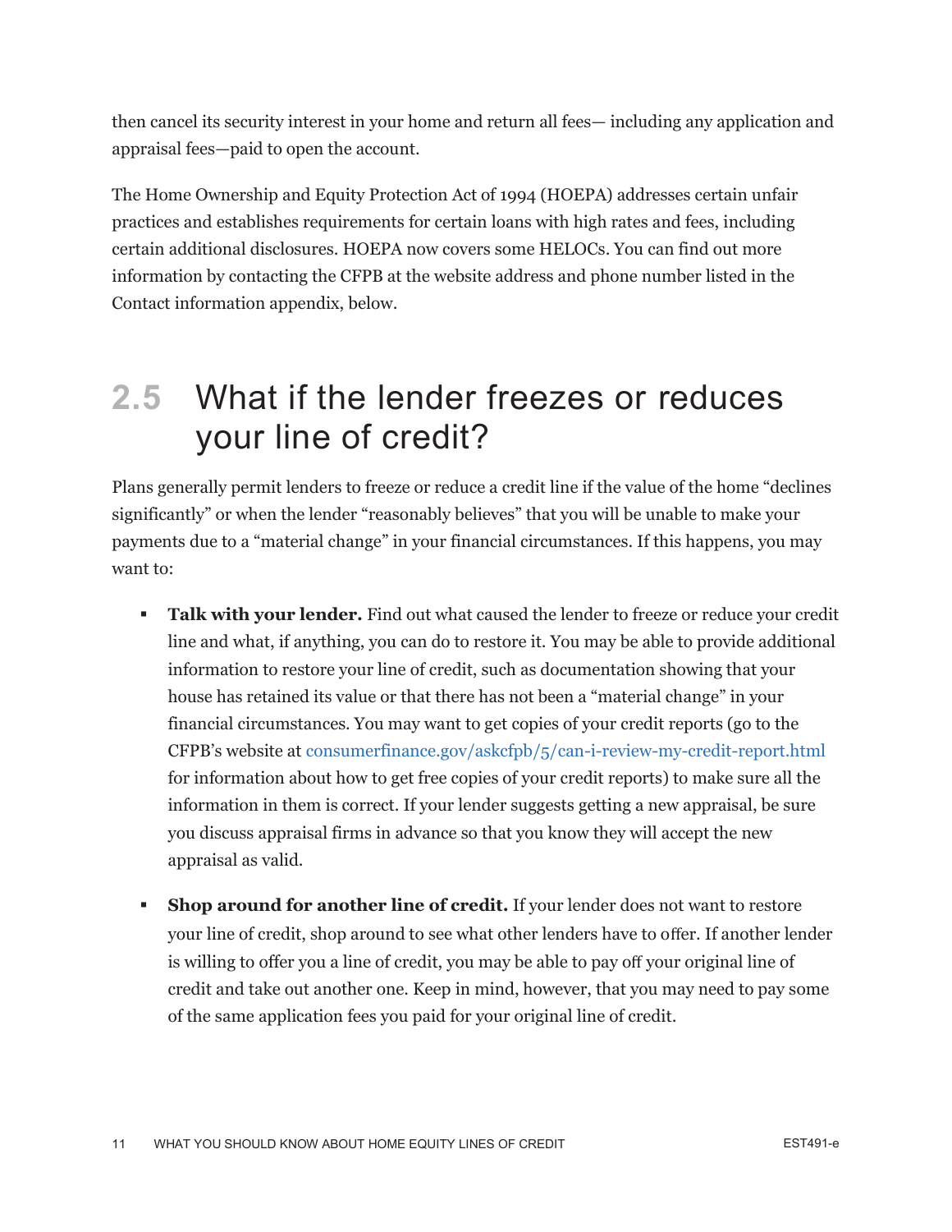then cancel its security interest in your home and return all fees— including any application and appraisal fees—paid to open the account.

The Home Ownership and Equity Protection Act of 1994 (HOEPA) addresses certain unfair practices and establishes requirements for certain loans with high rates and fees, including certain additional disclosures. HOEPA now covers some HELOCs. You can find out more information by contacting the CFPB at the website address and phone number listed in the Contact information appendix, below.

## 2.5 What if the lender freezes or reduces your line of credit?

Plans generally permit lenders to freeze or reduce a credit line if the value of the home "declines significantly" or when the lender "reasonably believes" that you will be unable to make your payments due to a "material change" in your financial circumstances. If this happens, you may want to:

- **Talk with your lender.** Find out what caused the lender to freeze or reduce your credit line and what, if anything, you can do to restore it. You may be able to provide additional information to restore your line of credit, such as documentation showing that your house has retained its value or that there has not been a "material change" in your financial circumstances. You may want to get copies of your credit reports (go to the CFPB's website at consumerfinance.gov/askcfpb/5/can-i-review-my-credit-report.html for information about how to get free copies of your credit reports) to make sure all the information in them is correct. If your lender suggests getting a new appraisal, be sure you discuss appraisal firms in advance so that you know they will accept the new appraisal as valid.

- **Shop around for another line of credit.** If your lender does not want to restore your line of credit, shop around to see what other lenders have to offer. If another lender is willing to offer you a line of credit, you may be able to pay off your original line of credit and take out another one. Keep in mind, however, that you may need to pay some of the same application fees you paid for your original line of credit.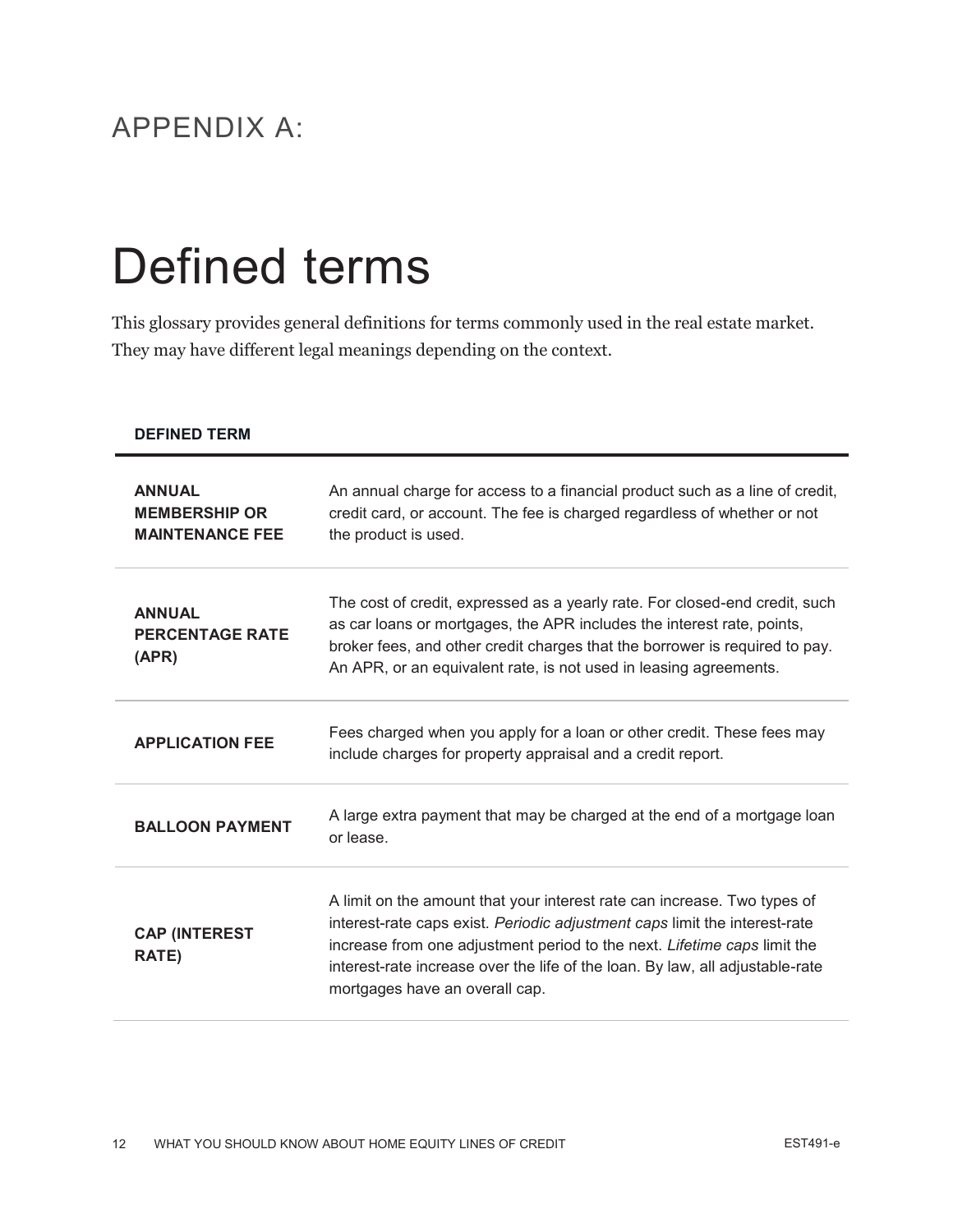## APPENDIX A:

# Defined terms

This glossary provides general definitions for terms commonly used in the real estate market. They may have different legal meanings depending on the context.

| DEFINED TERM | |
|---|---|
| **ANNUAL MEMBERSHIP OR MAINTENANCE FEE** | An annual charge for access to a financial product such as a line of credit, credit card, or account. The fee is charged regardless of whether or not the product is used. |
| **ANNUAL PERCENTAGE RATE (APR)** | The cost of credit, expressed as a yearly rate. For closed-end credit, such as car loans or mortgages, the APR includes the interest rate, points, broker fees, and other credit charges that the borrower is required to pay. An APR, or an equivalent rate, is not used in leasing agreements. |
| **APPLICATION FEE** | Fees charged when you apply for a loan or other credit. These fees may include charges for property appraisal and a credit report. |
| **BALLOON PAYMENT** | A large extra payment that may be charged at the end of a mortgage loan or lease. |
| **CAP (INTEREST RATE)** | A limit on the amount that your interest rate can increase. Two types of interest-rate caps exist. *Periodic adjustment caps* limit the interest-rate increase from one adjustment period to the next. *Lifetime caps* limit the interest-rate increase over the life of the loan. By law, all adjustable-rate mortgages have an overall cap. |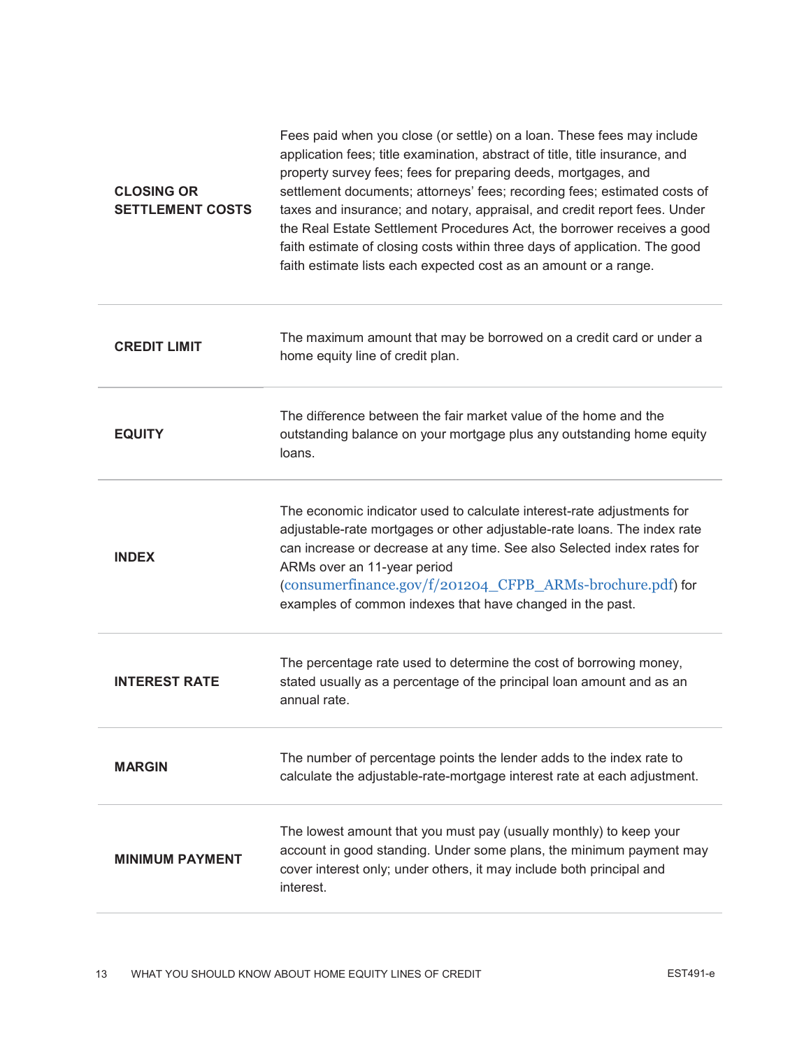| | |
|---|---|
| **CLOSING OR SETTLEMENT COSTS** | Fees paid when you close (or settle) on a loan. These fees may include application fees; title examination, abstract of title, title insurance, and property survey fees; fees for preparing deeds, mortgages, and settlement documents; attorneys' fees; recording fees; estimated costs of taxes and insurance; and notary, appraisal, and credit report fees. Under the Real Estate Settlement Procedures Act, the borrower receives a good faith estimate of closing costs within three days of application. The good faith estimate lists each expected cost as an amount or a range. |
| **CREDIT LIMIT** | The maximum amount that may be borrowed on a credit card or under a home equity line of credit plan. |
| **EQUITY** | The difference between the fair market value of the home and the outstanding balance on your mortgage plus any outstanding home equity loans. |
| **INDEX** | The economic indicator used to calculate interest-rate adjustments for adjustable-rate mortgages or other adjustable-rate loans. The index rate can increase or decrease at any time. See also Selected index rates for ARMs over an 11-year period (consumerfinance.gov/f/201204_CFPB_ARMs-brochure.pdf) for examples of common indexes that have changed in the past. |
| **INTEREST RATE** | The percentage rate used to determine the cost of borrowing money, stated usually as a percentage of the principal loan amount and as an annual rate. |
| **MARGIN** | The number of percentage points the lender adds to the index rate to calculate the adjustable-rate-mortgage interest rate at each adjustment. |
| **MINIMUM PAYMENT** | The lowest amount that you must pay (usually monthly) to keep your account in good standing. Under some plans, the minimum payment may cover interest only; under others, it may include both principal and interest. |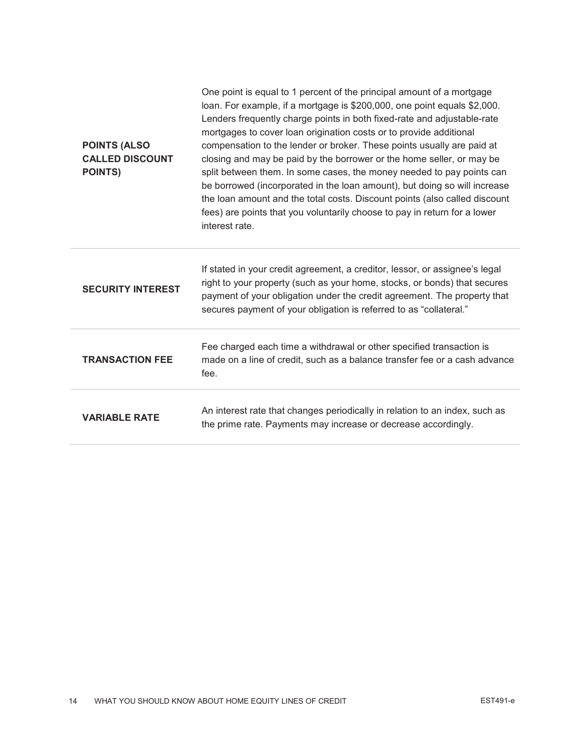| | |
|---|---|
| **POINTS (ALSO CALLED DISCOUNT POINTS)** | One point is equal to 1 percent of the principal amount of a mortgage loan. For example, if a mortgage is $200,000, one point equals $2,000. Lenders frequently charge points in both fixed-rate and adjustable-rate mortgages to cover loan origination costs or to provide additional compensation to the lender or broker. These points usually are paid at closing and may be paid by the borrower or the home seller, or may be split between them. In some cases, the money needed to pay points can be borrowed (incorporated in the loan amount), but doing so will increase the loan amount and the total costs. Discount points (also called discount fees) are points that you voluntarily choose to pay in return for a lower interest rate. |
| **SECURITY INTEREST** | If stated in your credit agreement, a creditor, lessor, or assignee's legal right to your property (such as your home, stocks, or bonds) that secures payment of your obligation under the credit agreement. The property that secures payment of your obligation is referred to as "collateral." |
| **TRANSACTION FEE** | Fee charged each time a withdrawal or other specified transaction is made on a line of credit, such as a balance transfer fee or a cash advance fee. |
| **VARIABLE RATE** | An interest rate that changes periodically in relation to an index, such as the prime rate. Payments may increase or decrease accordingly. |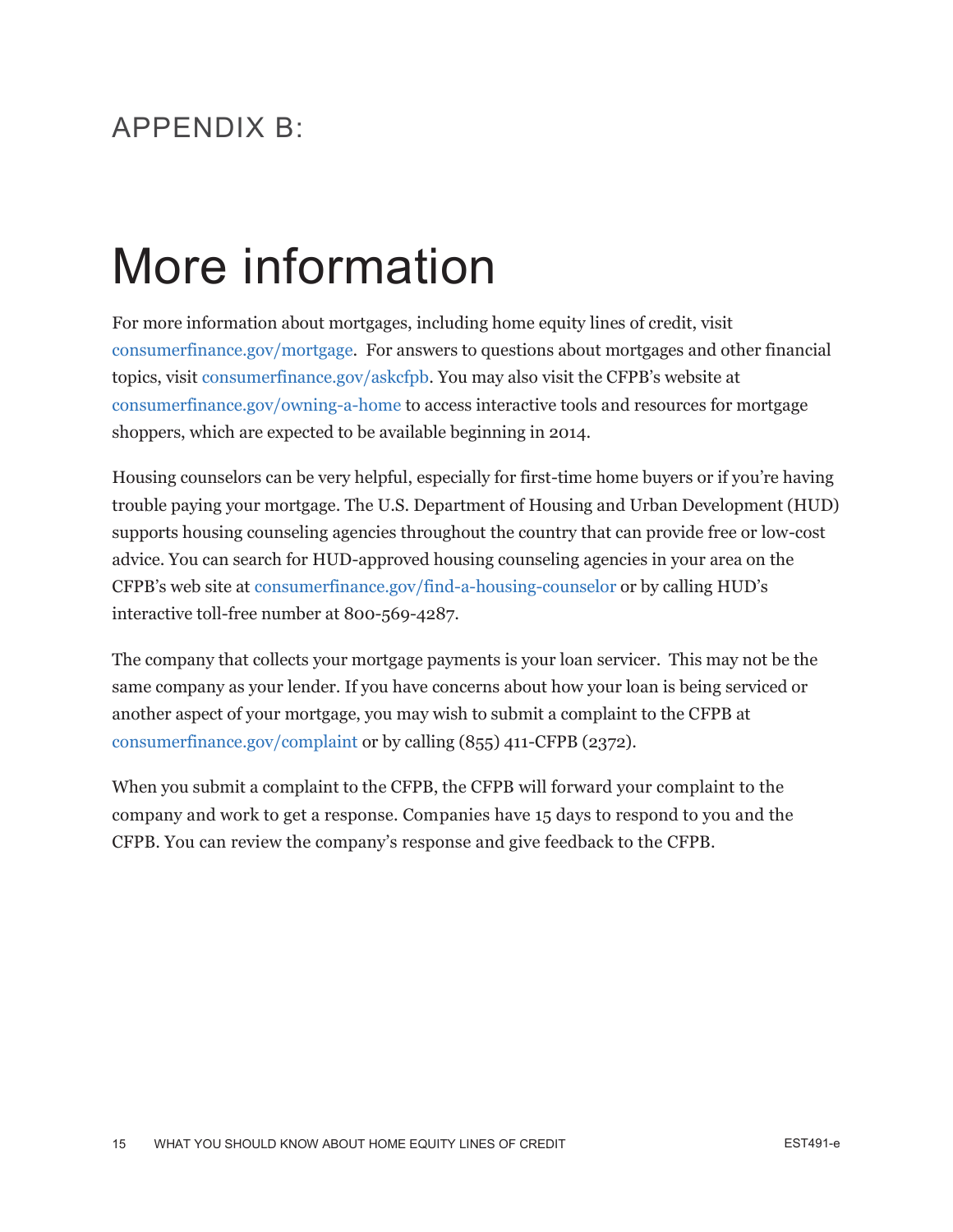## APPENDIX B:

# More information

For more information about mortgages, including home equity lines of credit, visit consumerfinance.gov/mortgage. For answers to questions about mortgages and other financial topics, visit consumerfinance.gov/askcfpb. You may also visit the CFPB's website at consumerfinance.gov/owning-a-home to access interactive tools and resources for mortgage shoppers, which are expected to be available beginning in 2014.

Housing counselors can be very helpful, especially for first-time home buyers or if you're having trouble paying your mortgage. The U.S. Department of Housing and Urban Development (HUD) supports housing counseling agencies throughout the country that can provide free or low-cost advice. You can search for HUD-approved housing counseling agencies in your area on the CFPB's web site at consumerfinance.gov/find-a-housing-counselor or by calling HUD's interactive toll-free number at 800-569-4287.

The company that collects your mortgage payments is your loan servicer. This may not be the same company as your lender. If you have concerns about how your loan is being serviced or another aspect of your mortgage, you may wish to submit a complaint to the CFPB at consumerfinance.gov/complaint or by calling (855) 411-CFPB (2372).

When you submit a complaint to the CFPB, the CFPB will forward your complaint to the company and work to get a response. Companies have 15 days to respond to you and the CFPB. You can review the company's response and give feedback to the CFPB.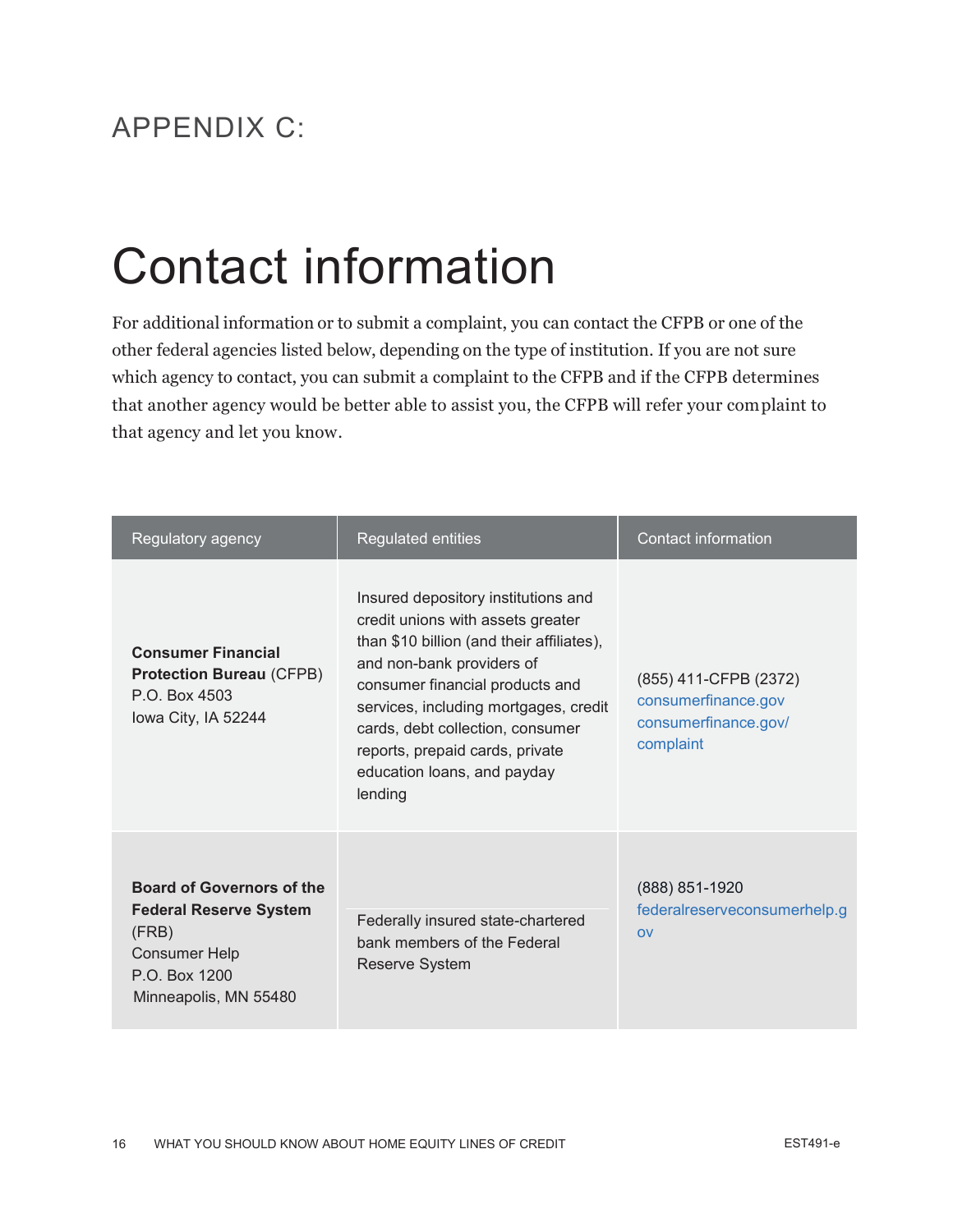# APPENDIX C:

# Contact information

For additional information or to submit a complaint, you can contact the CFPB or one of the other federal agencies listed below, depending on the type of institution. If you are not sure which agency to contact, you can submit a complaint to the CFPB and if the CFPB determines that another agency would be better able to assist you, the CFPB will refer your complaint to that agency and let you know.

| Regulatory agency | Regulated entities | Contact information |
|---|---|---|
| **Consumer Financial Protection Bureau** (CFPB) P.O. Box 4503 Iowa City, IA 52244 | Insured depository institutions and credit unions with assets greater than $10 billion (and their affiliates), and non-bank providers of consumer financial products and services, including mortgages, credit cards, debt collection, consumer reports, prepaid cards, private education loans, and payday lending | (855) 411-CFPB (2372) consumerfinance.gov consumerfinance.gov/complaint |
| **Board of Governors of the Federal Reserve System** (FRB) Consumer Help P.O. Box 1200 Minneapolis, MN 55480 | Federally insured state-chartered bank members of the Federal Reserve System | (888) 851-1920 federalreserveconsumerhelp.gov |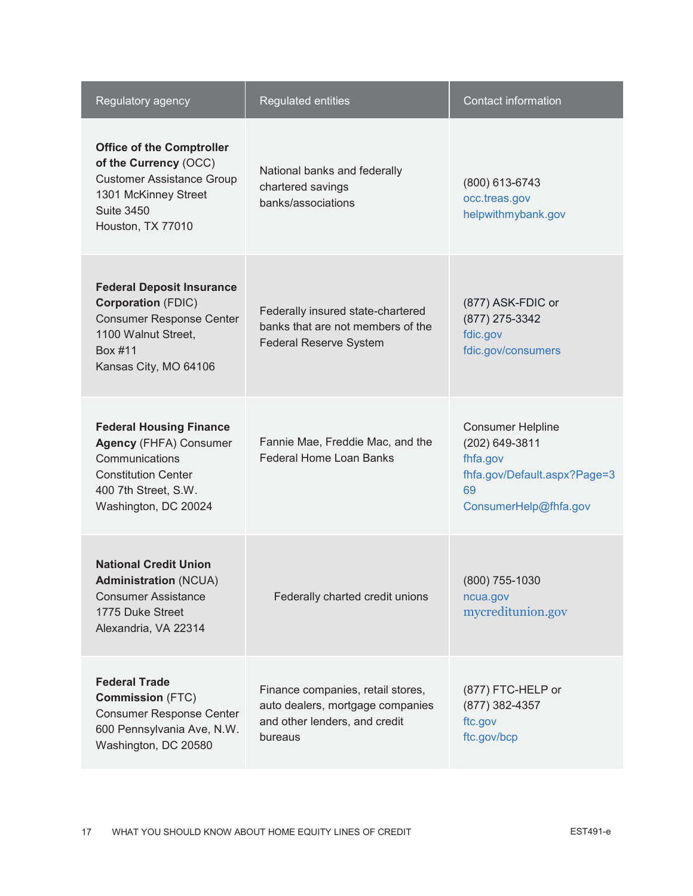| Regulatory agency | Regulated entities | Contact information |
|---|---|---|
| **Office of the Comptroller of the Currency** (OCC)<br>Customer Assistance Group<br>1301 McKinney Street<br>Suite 3450<br>Houston, TX 77010 | National banks and federally chartered savings banks/associations | (800) 613-6743<br>occ.treas.gov<br>helpwithmybank.gov |
| **Federal Deposit Insurance Corporation** (FDIC)<br>Consumer Response Center<br>1100 Walnut Street,<br>Box #11<br>Kansas City, MO 64106 | Federally insured state-chartered banks that are not members of the Federal Reserve System | (877) ASK-FDIC or<br>(877) 275-3342<br>fdic.gov<br>fdic.gov/consumers |
| **Federal Housing Finance Agency** (FHFA) Consumer Communications<br>Constitution Center<br>400 7th Street, S.W.<br>Washington, DC 20024 | Fannie Mae, Freddie Mac, and the Federal Home Loan Banks | Consumer Helpline<br>(202) 649-3811<br>fhfa.gov<br>fhfa.gov/Default.aspx?Page=369<br>ConsumerHelp@fhfa.gov |
| **National Credit Union Administration** (NCUA)<br>Consumer Assistance<br>1775 Duke Street<br>Alexandria, VA 22314 | Federally charted credit unions | (800) 755-1030<br>ncua.gov<br>mycreditunion.gov |
| **Federal Trade Commission** (FTC)<br>Consumer Response Center<br>600 Pennsylvania Ave, N.W.<br>Washington, DC 20580 | Finance companies, retail stores, auto dealers, mortgage companies and other lenders, and credit bureaus | (877) FTC-HELP or<br>(877) 382-4357<br>ftc.gov<br>ftc.gov/bcp |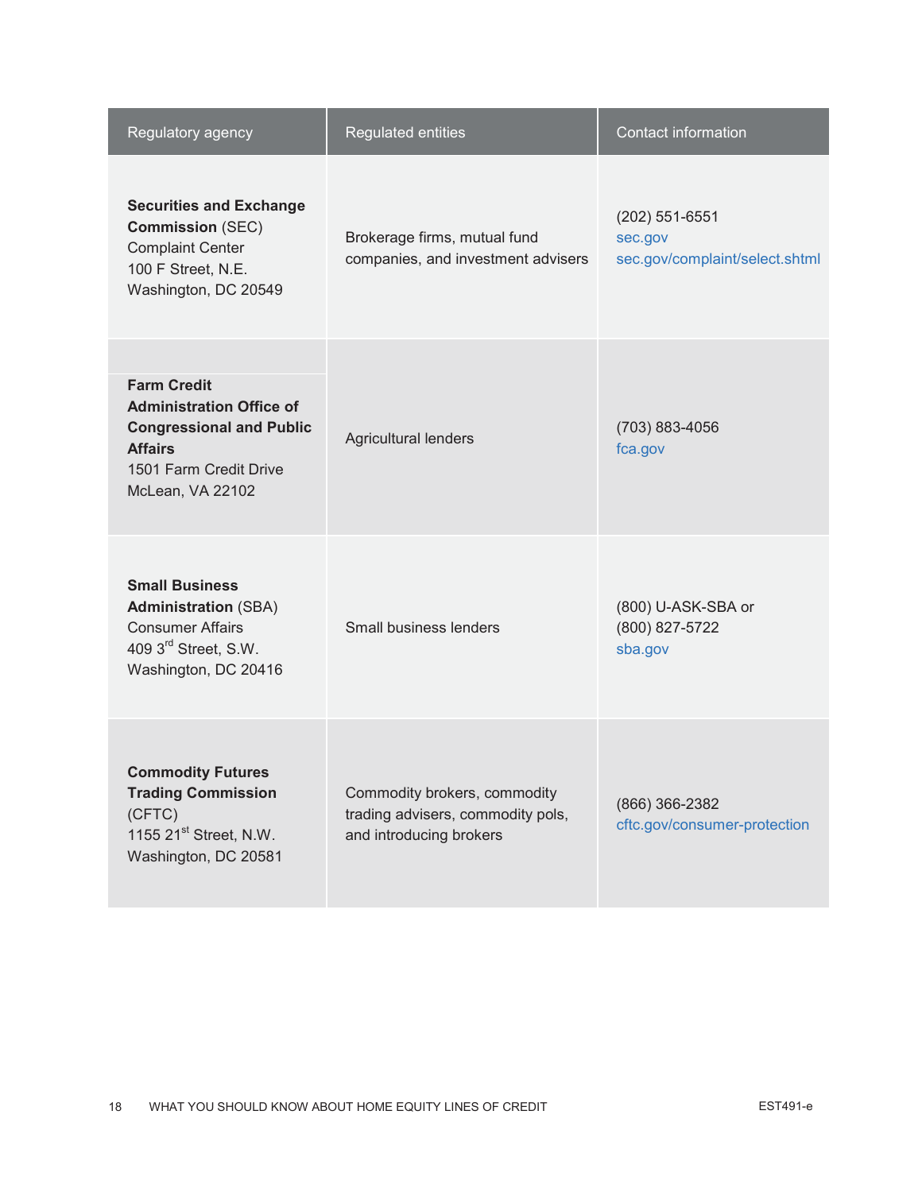| Regulatory agency | Regulated entities | Contact information |
|---|---|---|
| **Securities and Exchange Commission** (SEC) Complaint Center 100 F Street, N.E. Washington, DC 20549 | Brokerage firms, mutual fund companies, and investment advisers | (202) 551-6551 sec.gov sec.gov/complaint/select.shtml |
| **Farm Credit Administration Office of Congressional and Public Affairs** 1501 Farm Credit Drive McLean, VA 22102 | Agricultural lenders | (703) 883-4056 fca.gov |
| **Small Business Administration** (SBA) Consumer Affairs 409 3rd Street, S.W. Washington, DC 20416 | Small business lenders | (800) U-ASK-SBA or (800) 827-5722 sba.gov |
| **Commodity Futures Trading Commission** (CFTC) 1155 21st Street, N.W. Washington, DC 20581 | Commodity brokers, commodity trading advisers, commodity pols, and introducing brokers | (866) 366-2382 cftc.gov/consumer-protection |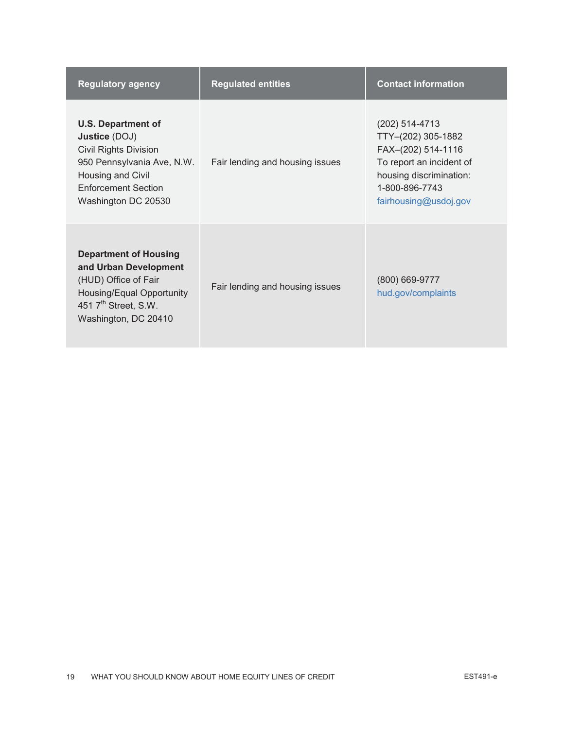| Regulatory agency | Regulated entities | Contact information |
|---|---|---|
| **U.S. Department of Justice** (DOJ)<br>Civil Rights Division<br>950 Pennsylvania Ave, N.W.<br>Housing and Civil Enforcement Section<br>Washington DC 20530 | Fair lending and housing issues | (202) 514-4713<br>TTY–(202) 305-1882<br>FAX–(202) 514-1116<br>To report an incident of housing discrimination:<br>1-800-896-7743<br>fairhousing@usdoj.gov |
| **Department of Housing and Urban Development** (HUD) Office of Fair Housing/Equal Opportunity<br>451 7th Street, S.W.<br>Washington, DC 20410 | Fair lending and housing issues | (800) 669-9777<br>hud.gov/complaints |